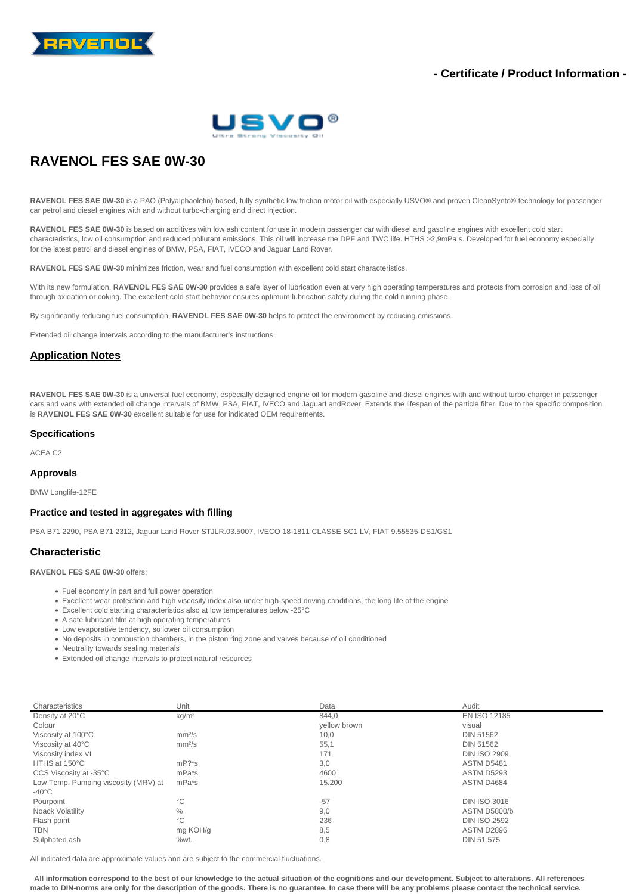- Certificate / Product Information -

# RAVENOL FES SAE 0W-30

**RAVENOL FES SAE 0W-30** is a PAO (Polyalphaolefin) based, fully synthetic low friction motor oil with especially USVO® and proven CleanSynto® technology for passenger car petrol and diesel engines with and without turbo-charging and direct injection.

**RAVENOL FES SAE 0W-30** is based on additives with low ash content for use in modern passenger car with diesel and gasoline engines with excellent cold start characteristics, low oil consumption and reduced pollutant emissions. This oil will increase the DPF and TWC life. HTHS >2,9mPa.s. Developed for fuel economy especially for the latest petrol and diesel engines of BMW, PSA, FIAT, IVECO and Jaguar Land Rover.

**RAVENOL FES SAE 0W-30** minimizes friction, wear and fuel consumption with excellent cold start characteristics.

With its new formulation, **RAVENOL FES SAE 0W-30** provides a safe layer of lubrication even at very high operating temperatures and protects from corrosion and loss of oil through oxidation or coking. The excellent cold start behavior ensures optimum lubrication safety during the cold running phase.

By significantly reducing fuel consumption, **RAVENOL FES SAE 0W-30** helps to protect the environment by reducing emissions.

Extended oil change intervals according to the manufacturer's instructions.

## Application Notes

**RAVENOL FES SAE 0W-30** is a universal fuel economy, especially designed engine oil for modern gasoline and diesel engines with and without turbo charger in passenger cars and vans with extended oil change intervals of BMW, PSA, FIAT, IVECO and JaguarLandRover. Extends the lifespan of the particle filter. Due to the specific composition is **RAVENOL FES SAE 0W-30** excellent suitable for use for indicated OEM requirements.

### Specifications

ACEA C2

### Approvals

BMW Longlife-12FE

### Practice and tested in aggregates with filling

PSA B71 2290, PSA B71 2312, Jaguar Land Rover STJLR.03.5007, IVECO 18-1811 CLASSE SC1 LV, FIAT 9.55535-DS1/GS1

## Characteristic

**RAVENOL FES SAE 0W-30** offers:

- Fuel economy in part and full power operation
- Excellent wear protection and high viscosity index also under high-speed driving conditions, the long life of the engine
- Excellent cold starting characteristics also at low temperatures below -25°C
- A safe lubricant film at high operating temperatures
- Low evaporative tendency, so lower oil consumption
- No deposits in combustion chambers, in the piston ring zone and valves because of oil conditioned
- Neutrality towards sealing materials
- Extended oil change intervals to protect natural resources

| Characteristics | Unit | Data | Audit |
|---|---|---|---|
| Density at 20°C | kg/m³ | 844,0 | EN ISO 12185 |
| Colour | | yellow brown | visual |
| Viscosity at 100°C | mm²/s | 10,0 | DIN 51562 |
| Viscosity at 40°C | mm²/s | 55,1 | DIN 51562 |
| Viscosity index VI | | 171 | DIN ISO 2909 |
| HTHS at 150°C | mP?*s | 3,0 | ASTM D5481 |
| CCS Viscosity at -35°C | mPa*s | 4600 | ASTM D5293 |
| Low Temp. Pumping viscosity (MRV) at -40°C | mPa*s | 15.200 | ASTM D4684 |
| Pourpoint | °C | -57 | DIN ISO 3016 |
| Noack Volatility | % | 9,0 | ASTM D5800/b |
| Flash point | °C | 236 | DIN ISO 2592 |
| TBN | mg KOH/g | 8,5 | ASTM D2896 |
| Sulphated ash | %wt. | 0,8 | DIN 51 575 |

All indicated data are approximate values and are subject to the commercial fluctuations.

**All information correspond to the best of our knowledge to the actual situation of the cognitions and our development. Subject to alterations. All references made to DIN-norms are only for the description of the goods. There is no guarantee. In case there will be any problems please contact the technical service.**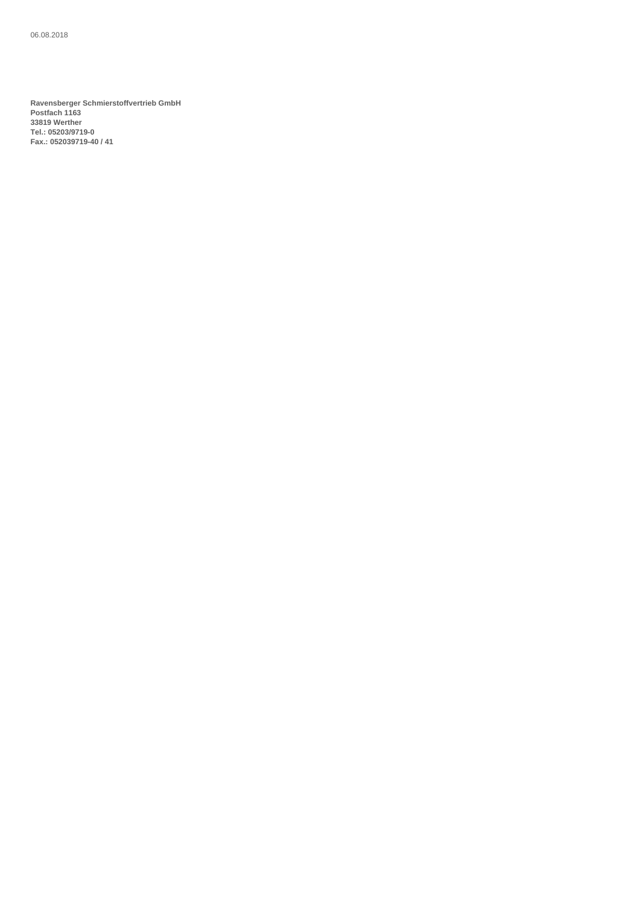06.08.2018

**Ravensberger Schmierstoffvertrieb GmbH**
**Postfach 1163**
**33819 Werther**
**Tel.: 05203/9719-0**
**Fax.: 052039719-40 / 41**